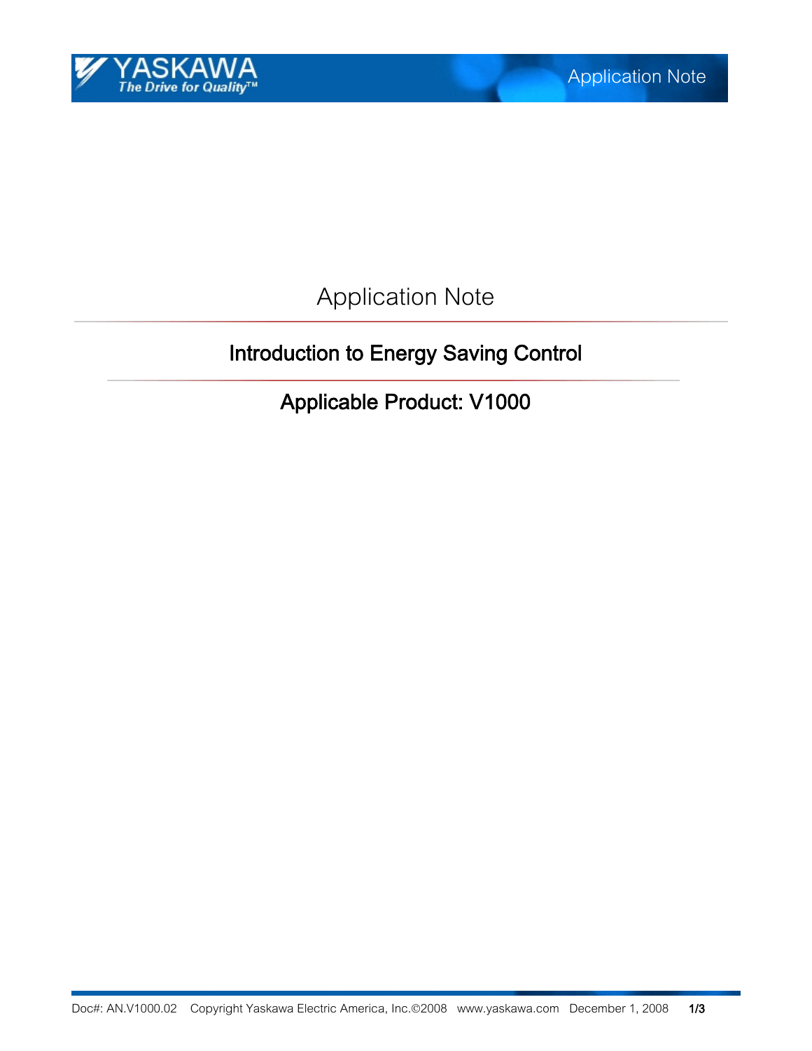# Application Note

## Introduction to Energy Saving Control

## Applicable Product: V1000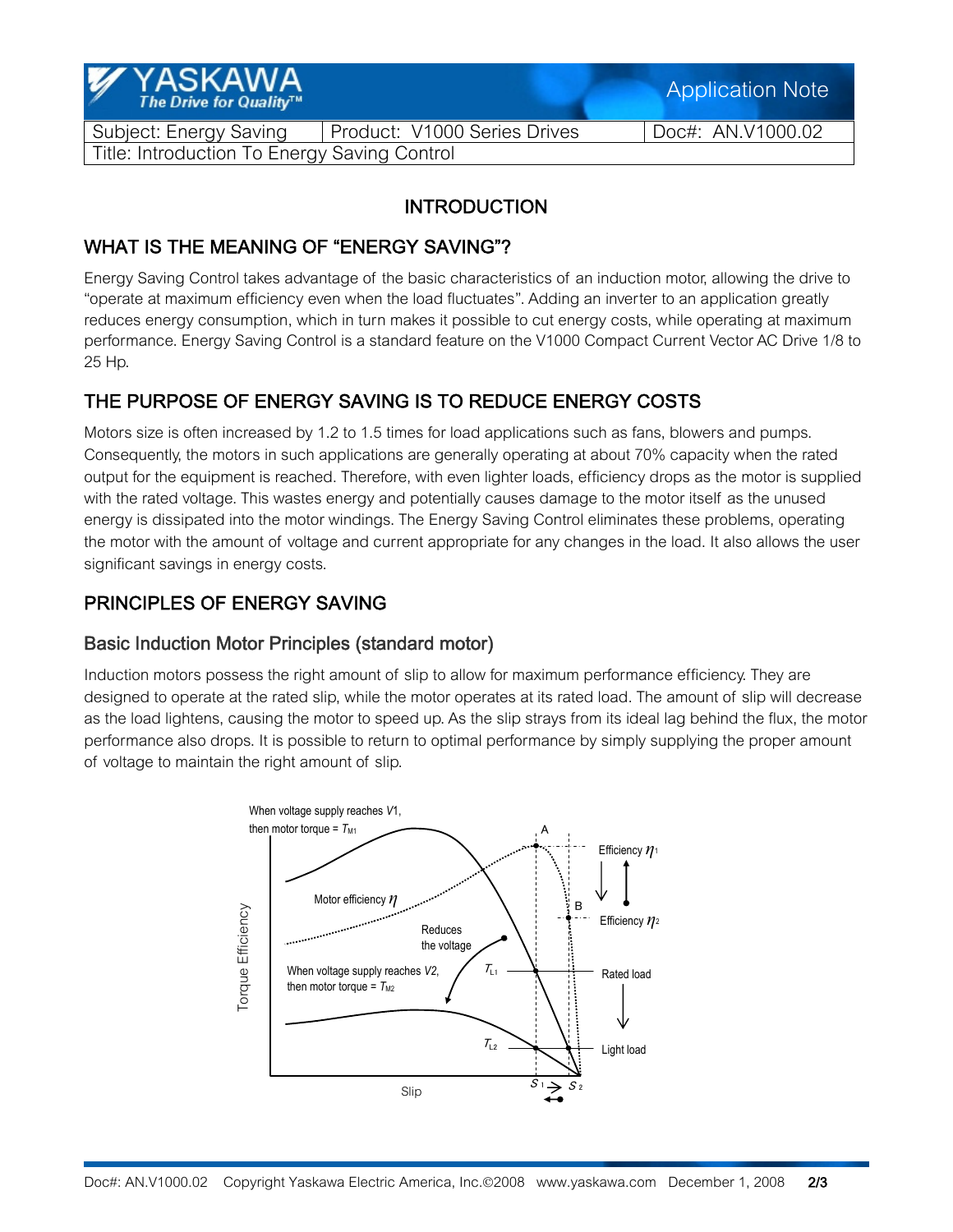| Subject: Energy Saving | Product: V1000 Series Drives | Doc#: AN.V1000.02 |
|---|---|---|
| Title: Introduction To Energy Saving Control | | |

## INTRODUCTION

## WHAT IS THE MEANING OF "ENERGY SAVING"?

Energy Saving Control takes advantage of the basic characteristics of an induction motor, allowing the drive to "operate at maximum efficiency even when the load fluctuates". Adding an inverter to an application greatly reduces energy consumption, which in turn makes it possible to cut energy costs, while operating at maximum performance. Energy Saving Control is a standard feature on the V1000 Compact Current Vector AC Drive 1/8 to 25 Hp.

## THE PURPOSE OF ENERGY SAVING IS TO REDUCE ENERGY COSTS

Motors size is often increased by 1.2 to 1.5 times for load applications such as fans, blowers and pumps. Consequently, the motors in such applications are generally operating at about 70% capacity when the rated output for the equipment is reached. Therefore, with even lighter loads, efficiency drops as the motor is supplied with the rated voltage. This wastes energy and potentially causes damage to the motor itself as the unused energy is dissipated into the motor windings. The Energy Saving Control eliminates these problems, operating the motor with the amount of voltage and current appropriate for any changes in the load. It also allows the user significant savings in energy costs.

## PRINCIPLES OF ENERGY SAVING

### Basic Induction Motor Principles (standard motor)

Induction motors possess the right amount of slip to allow for maximum performance efficiency. They are designed to operate at the rated slip, while the motor operates at its rated load. The amount of slip will decrease as the load lightens, causing the motor to speed up. As the slip strays from its ideal lag behind the flux, the motor performance also drops. It is possible to return to optimal performance by simply supplying the proper amount of voltage to maintain the right amount of slip.

When voltage supply reaches $V1$, then motor torque = $T_{M1}$

Motor efficiency $\eta$

Reduces the voltage

When voltage supply reaches $V2$, then motor torque = $T_{M2}$

$T_{L1}$ Rated load

$T_{L2}$ Light load

Efficiency $\eta_1$

Efficiency $\eta_2$

A, B

Torque Efficiency

Slip $S_1 \rightarrow S_2$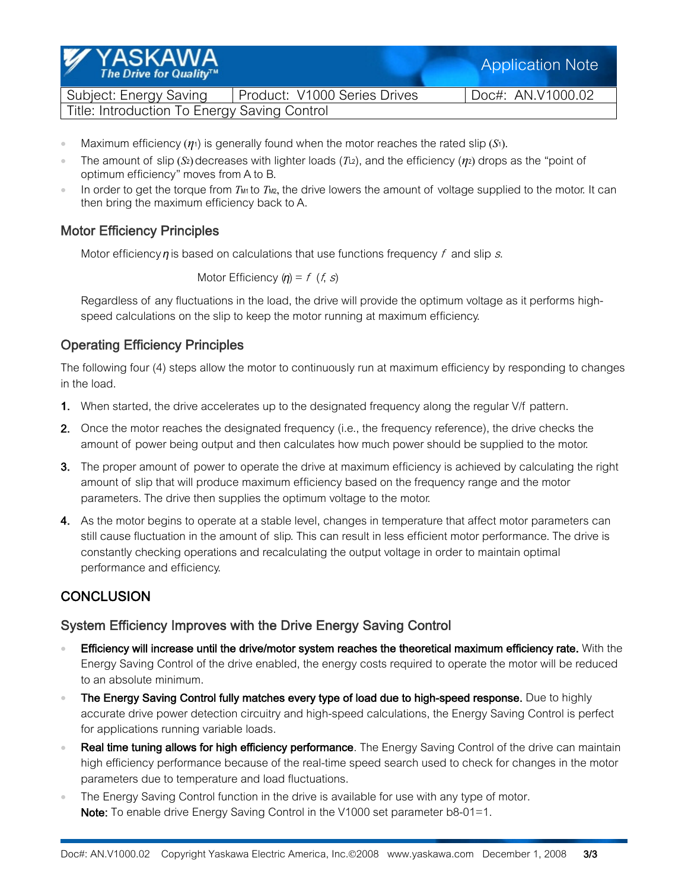- Maximum efficiency ($\eta_1$) is generally found when the motor reaches the rated slip ($S_1$).
- The amount of slip ($S_2$) decreases with lighter loads ($T_{L2}$), and the efficiency ($\eta_2$) drops as the "point of optimum efficiency" moves from A to B.
- In order to get the torque from $T_{M1}$ to $T_{M2}$, the drive lowers the amount of voltage supplied to the motor. It can then bring the maximum efficiency back to A.

### Motor Efficiency Principles

Motor efficiency $\eta$ is based on calculations that use functions frequency $f$ and slip $s$.

$$\text{Motor Efficiency } (\eta) = f\ (f, s)$$

Regardless of any fluctuations in the load, the drive will provide the optimum voltage as it performs high-speed calculations on the slip to keep the motor running at maximum efficiency.

### Operating Efficiency Principles

The following four (4) steps allow the motor to continuously run at maximum efficiency by responding to changes in the load.

1. When started, the drive accelerates up to the designated frequency along the regular V/f pattern.
2. Once the motor reaches the designated frequency (i.e., the frequency reference), the drive checks the amount of power being output and then calculates how much power should be supplied to the motor.
3. The proper amount of power to operate the drive at maximum efficiency is achieved by calculating the right amount of slip that will produce maximum efficiency based on the frequency range and the motor parameters. The drive then supplies the optimum voltage to the motor.
4. As the motor begins to operate at a stable level, changes in temperature that affect motor parameters can still cause fluctuation in the amount of slip. This can result in less efficient motor performance. The drive is constantly checking operations and recalculating the output voltage in order to maintain optimal performance and efficiency.

## CONCLUSION

### System Efficiency Improves with the Drive Energy Saving Control

- **Efficiency will increase until the drive/motor system reaches the theoretical maximum efficiency rate.** With the Energy Saving Control of the drive enabled, the energy costs required to operate the motor will be reduced to an absolute minimum.
- **The Energy Saving Control fully matches every type of load due to high-speed response.** Due to highly accurate drive power detection circuitry and high-speed calculations, the Energy Saving Control is perfect for applications running variable loads.
- **Real time tuning allows for high efficiency performance**. The Energy Saving Control of the drive can maintain high efficiency performance because of the real-time speed search used to check for changes in the motor parameters due to temperature and load fluctuations.
- The Energy Saving Control function in the drive is available for use with any type of motor.
  **Note:** To enable drive Energy Saving Control in the V1000 set parameter b8-01=1.